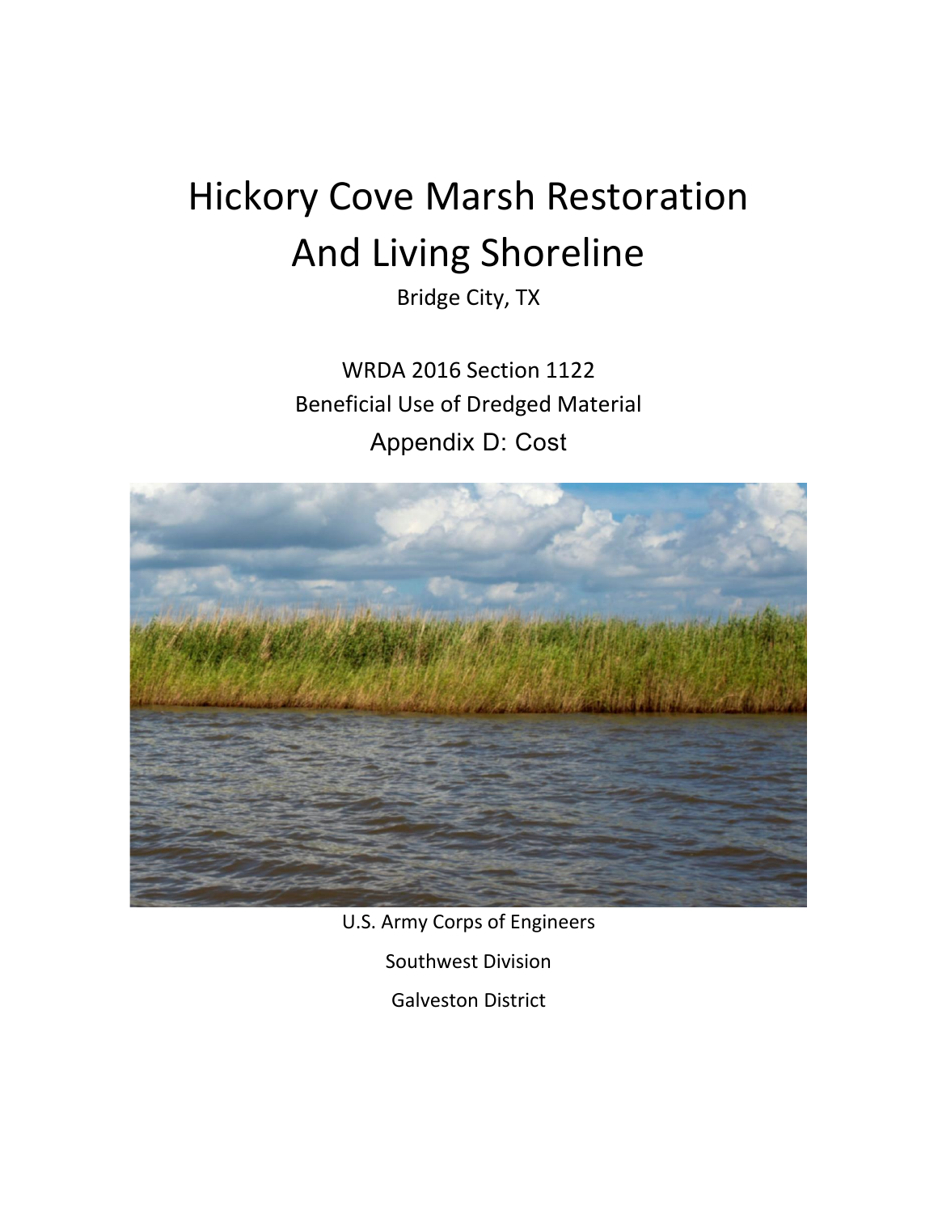# Hickory Cove Marsh Restoration And Living Shoreline

Bridge City, TX

WRDA 2016 Section 1122

Beneficial Use of Dredged Material

Appendix D: Cost

U.S. Army Corps of Engineers

Southwest Division

Galveston District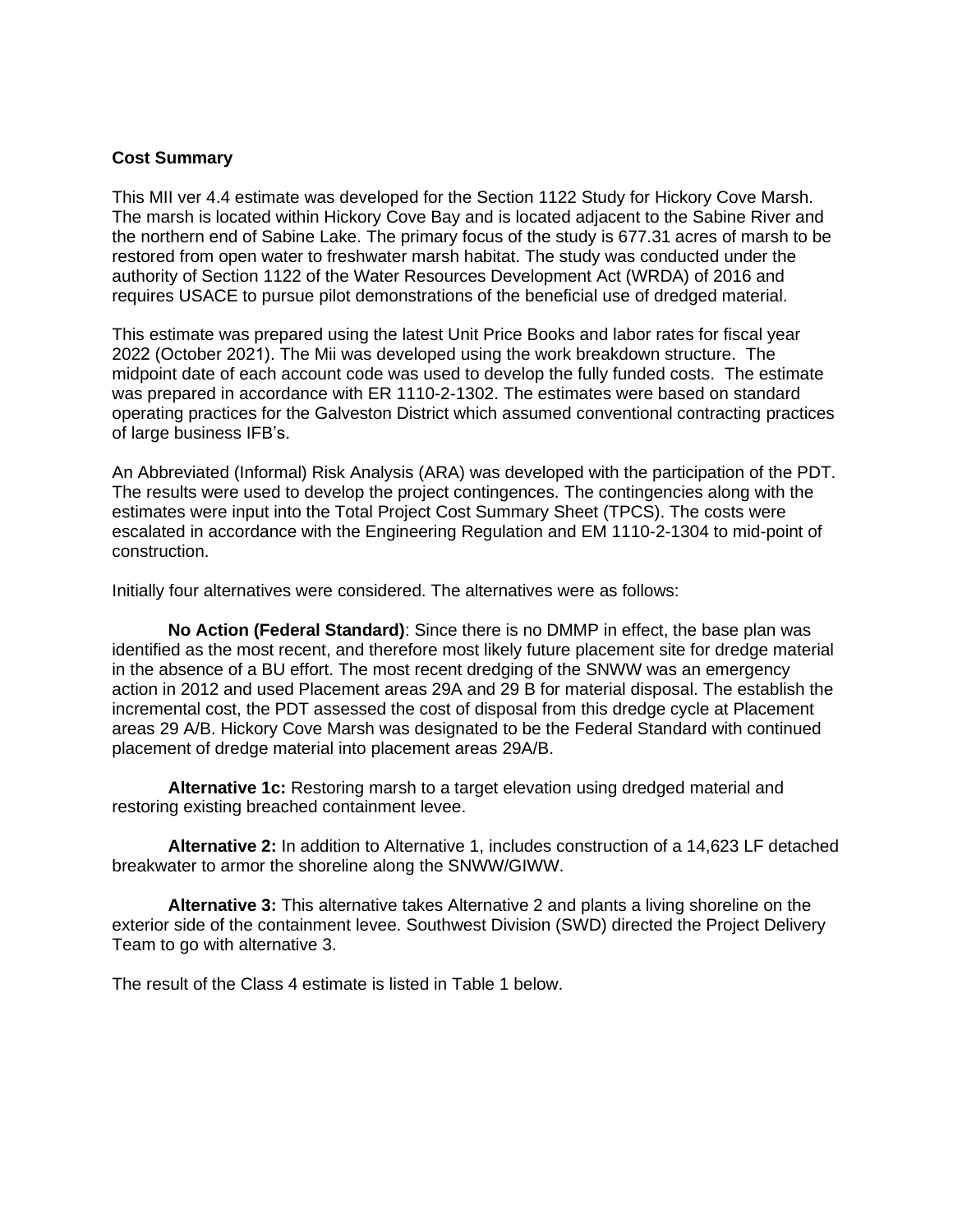**Cost Summary**

This MII ver 4.4 estimate was developed for the Section 1122 Study for Hickory Cove Marsh. The marsh is located within Hickory Cove Bay and is located adjacent to the Sabine River and the northern end of Sabine Lake. The primary focus of the study is 677.31 acres of marsh to be restored from open water to freshwater marsh habitat. The study was conducted under the authority of Section 1122 of the Water Resources Development Act (WRDA) of 2016 and requires USACE to pursue pilot demonstrations of the beneficial use of dredged material.

This estimate was prepared using the latest Unit Price Books and labor rates for fiscal year 2022 (October 2021). The Mii was developed using the work breakdown structure. The midpoint date of each account code was used to develop the fully funded costs. The estimate was prepared in accordance with ER 1110-2-1302. The estimates were based on standard operating practices for the Galveston District which assumed conventional contracting practices of large business IFB's.

An Abbreviated (Informal) Risk Analysis (ARA) was developed with the participation of the PDT. The results were used to develop the project contingences. The contingencies along with the estimates were input into the Total Project Cost Summary Sheet (TPCS). The costs were escalated in accordance with the Engineering Regulation and EM 1110-2-1304 to mid-point of construction.

Initially four alternatives were considered. The alternatives were as follows:

**No Action (Federal Standard)**: Since there is no DMMP in effect, the base plan was identified as the most recent, and therefore most likely future placement site for dredge material in the absence of a BU effort. The most recent dredging of the SNWW was an emergency action in 2012 and used Placement areas 29A and 29 B for material disposal. The establish the incremental cost, the PDT assessed the cost of disposal from this dredge cycle at Placement areas 29 A/B. Hickory Cove Marsh was designated to be the Federal Standard with continued placement of dredge material into placement areas 29A/B.

**Alternative 1c:** Restoring marsh to a target elevation using dredged material and restoring existing breached containment levee.

**Alternative 2:** In addition to Alternative 1, includes construction of a 14,623 LF detached breakwater to armor the shoreline along the SNWW/GIWW.

**Alternative 3:** This alternative takes Alternative 2 and plants a living shoreline on the exterior side of the containment levee. Southwest Division (SWD) directed the Project Delivery Team to go with alternative 3.

The result of the Class 4 estimate is listed in Table 1 below.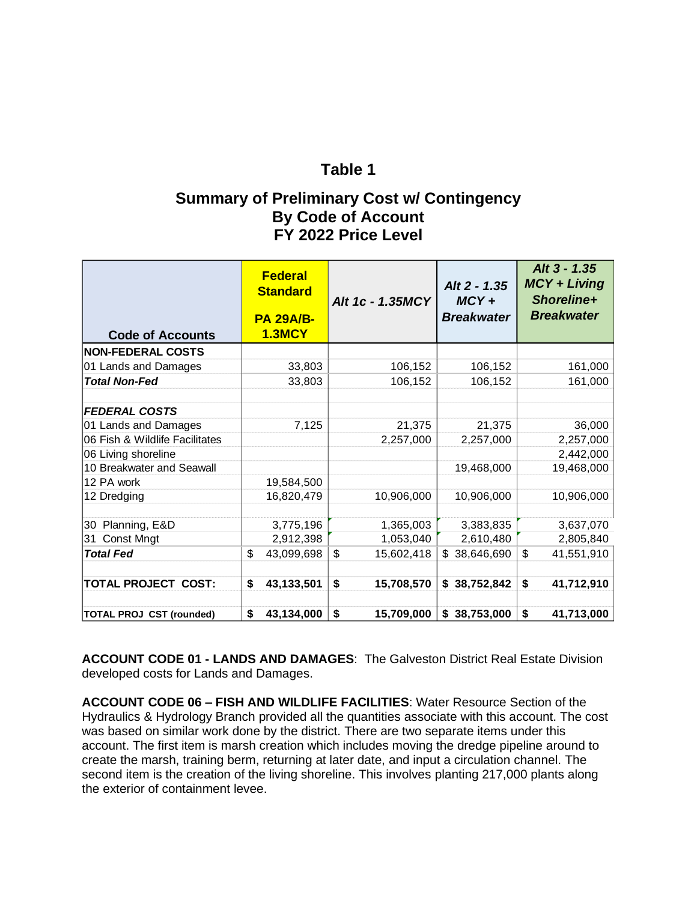# Table 1

## Summary of Preliminary Cost w/ Contingency
## By Code of Account
## FY 2022 Price Level

| Code of Accounts | Federal Standard PA 29A/B-1.3MCY | Alt 1c - 1.35MCY | Alt 2 - 1.35 MCY + Breakwater | Alt 3 - 1.35 MCY + Living Shoreline+ Breakwater |
|---|---|---|---|---|
| **NON-FEDERAL COSTS** | | | | |
| 01 Lands and Damages | 33,803 | 106,152 | 106,152 | 161,000 |
| ***Total Non-Fed*** | 33,803 | 106,152 | 106,152 | 161,000 |
| | | | | |
| ***FEDERAL COSTS*** | | | | |
| 01 Lands and Damages | 7,125 | 21,375 | 21,375 | 36,000 |
| 06 Fish & Wildlife Facilitates | | 2,257,000 | 2,257,000 | 2,257,000 |
| 06 Living shoreline | | | | 2,442,000 |
| 10 Breakwater and Seawall | | | 19,468,000 | 19,468,000 |
| 12 PA work | 19,584,500 | | | |
| 12 Dredging | 16,820,479 | 10,906,000 | 10,906,000 | 10,906,000 |
| | | | | |
| 30 Planning, E&D | 3,775,196 | 1,365,003 | 3,383,835 | 3,637,070 |
| 31 Const Mngt | 2,912,398 | 1,053,040 | 2,610,480 | 2,805,840 |
| ***Total Fed*** | $ 43,099,698 | $ 15,602,418 | $ 38,646,690 | $ 41,551,910 |
| | | | | |
| **TOTAL PROJECT COST:** | **$ 43,133,501** | **$ 15,708,570** | **$ 38,752,842** | **$ 41,712,910** |
| | | | | |
| **TOTAL PROJ CST (rounded)** | **$ 43,134,000** | **$ 15,709,000** | **$ 38,753,000** | **$ 41,713,000** |

**ACCOUNT CODE 01 - LANDS AND DAMAGES**: The Galveston District Real Estate Division developed costs for Lands and Damages.

**ACCOUNT CODE 06 – FISH AND WILDLIFE FACILITIES**: Water Resource Section of the Hydraulics & Hydrology Branch provided all the quantities associate with this account. The cost was based on similar work done by the district. There are two separate items under this account. The first item is marsh creation which includes moving the dredge pipeline around to create the marsh, training berm, returning at later date, and input a circulation channel. The second item is the creation of the living shoreline. This involves planting 217,000 plants along the exterior of containment levee.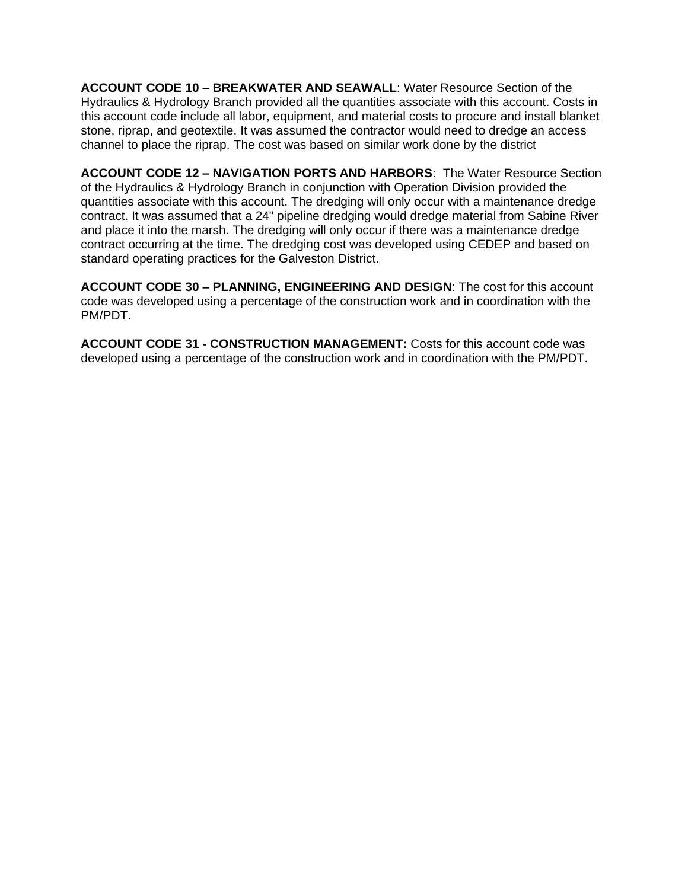**ACCOUNT CODE 10 – BREAKWATER AND SEAWALL**: Water Resource Section of the Hydraulics & Hydrology Branch provided all the quantities associate with this account. Costs in this account code include all labor, equipment, and material costs to procure and install blanket stone, riprap, and geotextile. It was assumed the contractor would need to dredge an access channel to place the riprap. The cost was based on similar work done by the district

**ACCOUNT CODE 12 – NAVIGATION PORTS AND HARBORS**: The Water Resource Section of the Hydraulics & Hydrology Branch in conjunction with Operation Division provided the quantities associate with this account. The dredging will only occur with a maintenance dredge contract. It was assumed that a 24" pipeline dredging would dredge material from Sabine River and place it into the marsh. The dredging will only occur if there was a maintenance dredge contract occurring at the time. The dredging cost was developed using CEDEP and based on standard operating practices for the Galveston District.

**ACCOUNT CODE 30 – PLANNING, ENGINEERING AND DESIGN**: The cost for this account code was developed using a percentage of the construction work and in coordination with the PM/PDT.

**ACCOUNT CODE 31 - CONSTRUCTION MANAGEMENT:** Costs for this account code was developed using a percentage of the construction work and in coordination with the PM/PDT.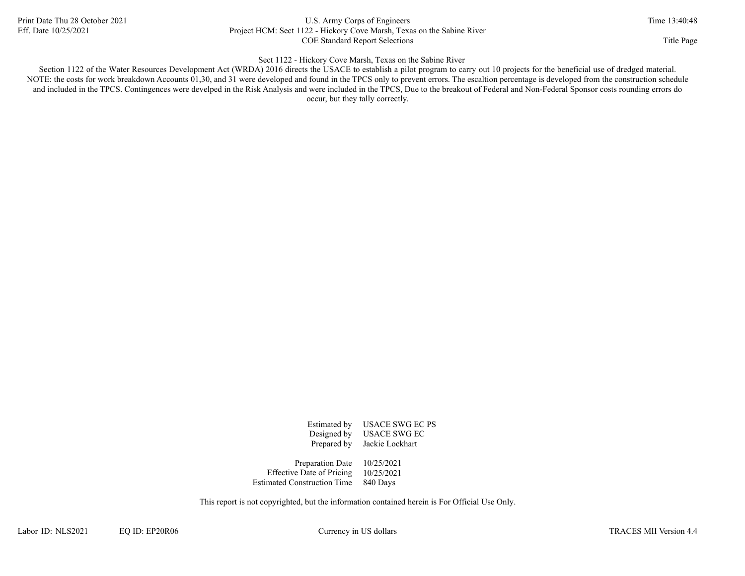Sect 1122 - Hickory Cove Marsh, Texas on the Sabine River

Section 1122 of the Water Resources Development Act (WRDA) 2016 directs the USACE to establish a pilot program to carry out 10 projects for the beneficial use of dredged material. NOTE: the costs for work breakdown Accounts 01,30, and 31 were developed and found in the TPCS only to prevent errors. The escaltion percentage is developed from the construction schedule and included in the TPCS. Contingences were develped in the Risk Analysis and were included in the TPCS, Due to the breakout of Federal and Non-Federal Sponsor costs rounding errors do occur, but they tally correctly.

| | |
|---|---|
| Estimated by | USACE SWG EC PS |
| Designed by | USACE SWG EC |
| Prepared by | Jackie Lockhart |
| Preparation Date | 10/25/2021 |
| Effective Date of Pricing | 10/25/2021 |
| Estimated Construction Time | 840 Days |

This report is not copyrighted, but the information contained herein is For Official Use Only.

Labor ID: NLS2021 EQ ID: EP20R06 Currency in US dollars TRACES MII Version 4.4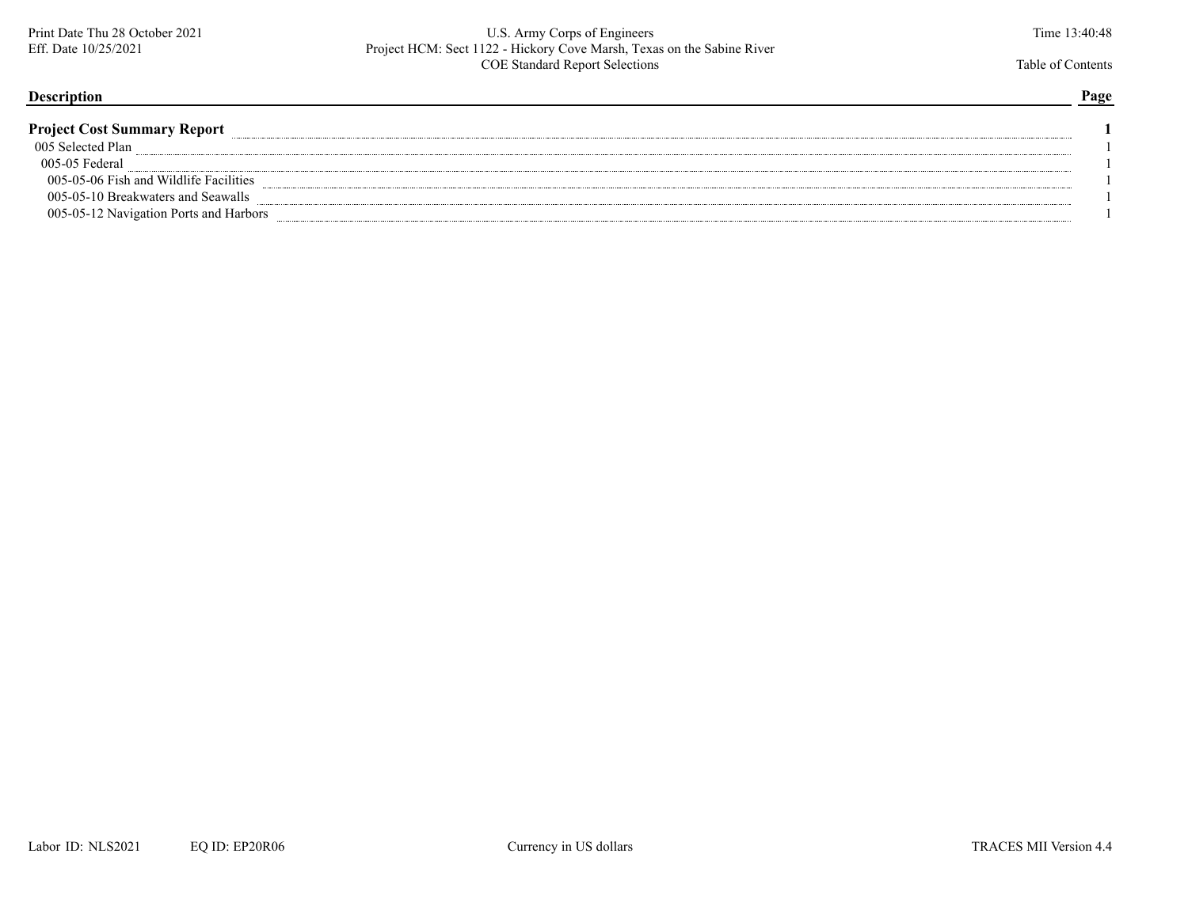U.S. Army Corps of Engineers
Project HCM: Sect 1122 - Hickory Cove Marsh, Texas on the Sabine River
COE Standard Report Selections

Print Date Thu 28 October 2021
Eff. Date 10/25/2021

Time 13:40:48

Table of Contents

| Description | Page |
|---|---|
| **Project Cost Summary Report** | **1** |
| 005 Selected Plan | 1 |
| 005-05 Federal | 1 |
| 005-05-06 Fish and Wildlife Facilities | 1 |
| 005-05-10 Breakwaters and Seawalls | 1 |
| 005-05-12 Navigation Ports and Harbors | 1 |

Labor ID: NLS2021 EQ ID: EP20R06 Currency in US dollars TRACES MII Version 4.4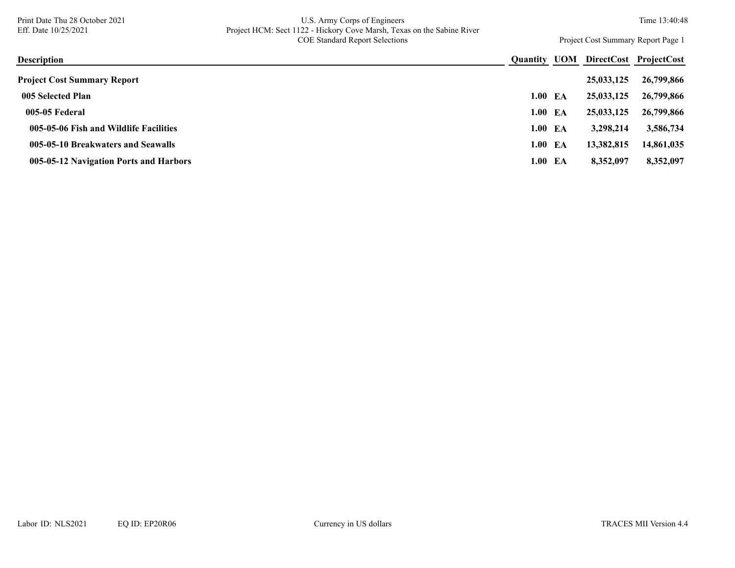U.S. Army Corps of Engineers
Project HCM: Sect 1122 - Hickory Cove Marsh, Texas on the Sabine River
COE Standard Report Selections

Print Date Thu 28 October 2021
Eff. Date 10/25/2021

| Description | Quantity | UOM | DirectCost | ProjectCost |
|---|---|---|---|---|
| **Project Cost Summary Report** | | | 25,033,125 | 26,799,866 |
| **005 Selected Plan** | 1.00 | EA | 25,033,125 | 26,799,866 |
| **005-05 Federal** | 1.00 | EA | 25,033,125 | 26,799,866 |
| **005-05-06 Fish and Wildlife Facilities** | 1.00 | EA | 3,298,214 | 3,586,734 |
| **005-05-10 Breakwaters and Seawalls** | 1.00 | EA | 13,382,815 | 14,861,035 |
| **005-05-12 Navigation Ports and Harbors** | 1.00 | EA | 8,352,097 | 8,352,097 |

Labor ID: NLS2021 EQ ID: EP20R06 Currency in US dollars TRACES MII Version 4.4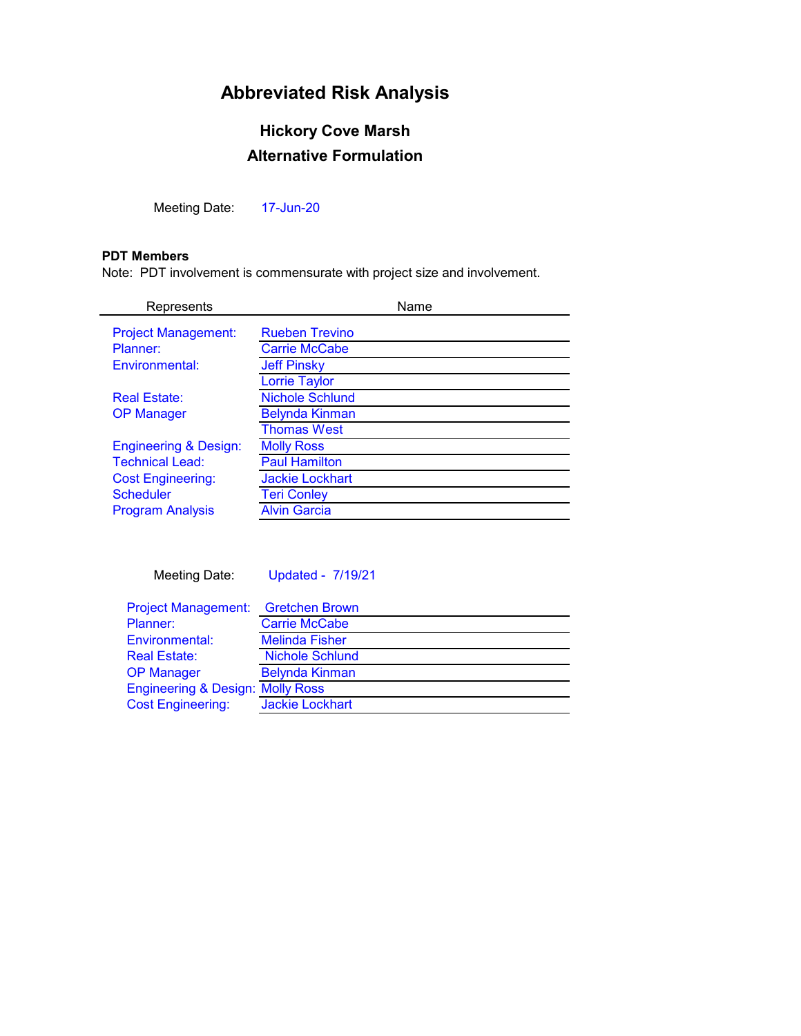# Abbreviated Risk Analysis

## Hickory Cove Marsh

## Alternative Formulation

Meeting Date: 17-Jun-20

**PDT Members**

Note: PDT involvement is commensurate with project size and involvement.

| Represents | Name |
|---|---|
| Project Management: | Rueben Trevino |
| Planner: | Carrie McCabe |
| Environmental: | Jeff Pinsky |
| | Lorrie Taylor |
| Real Estate: | Nichole Schlund |
| OP Manager | Belynda Kinman |
| | Thomas West |
| Engineering & Design: | Molly Ross |
| Technical Lead: | Paul Hamilton |
| Cost Engineering: | Jackie Lockhart |
| Scheduler | Teri Conley |
| Program Analysis | Alvin Garcia |

Meeting Date: Updated - 7/19/21

| Represents | Name |
|---|---|
| Project Management: | Gretchen Brown |
| Planner: | Carrie McCabe |
| Environmental: | Melinda Fisher |
| Real Estate: | Nichole Schlund |
| OP Manager | Belynda Kinman |
| Engineering & Design: | Molly Ross |
| Cost Engineering: | Jackie Lockhart |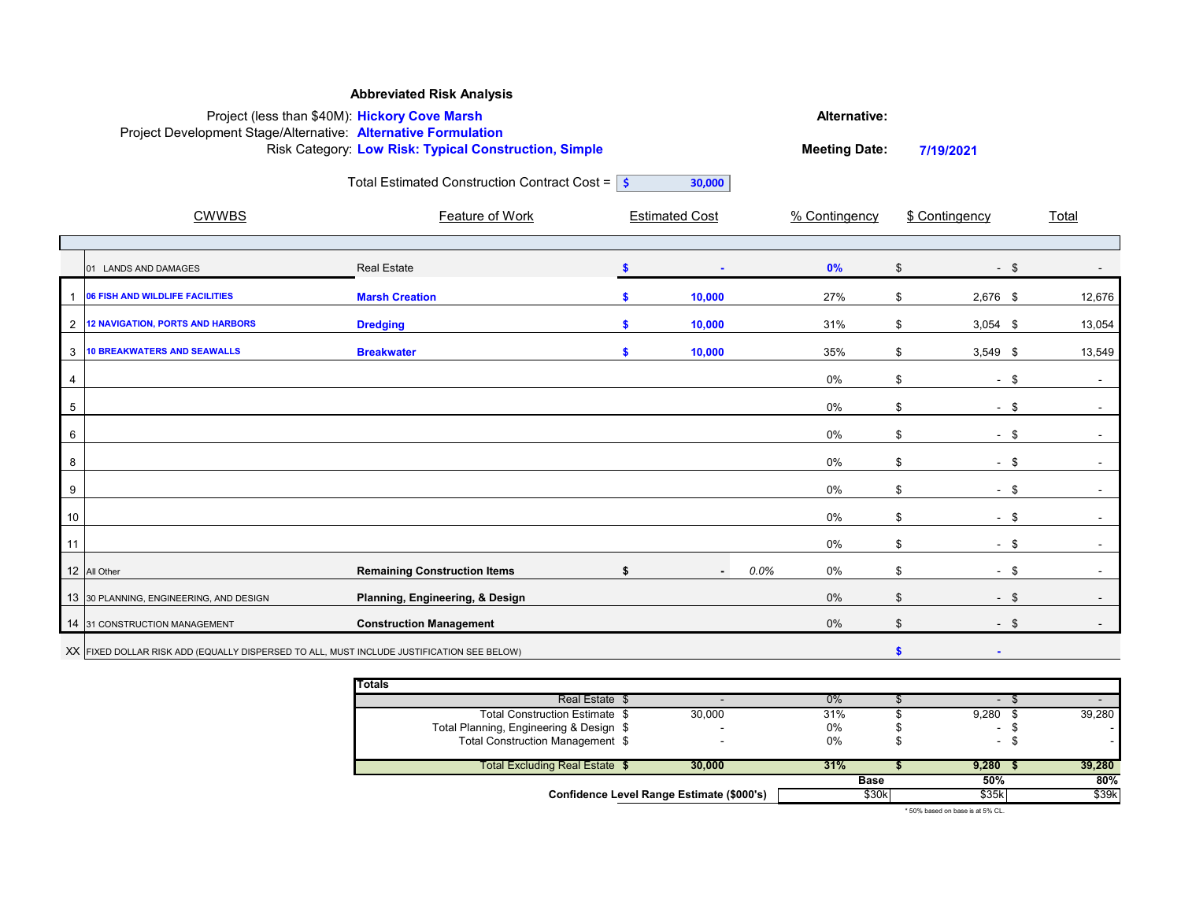## Abbreviated Risk Analysis

Project (less than $40M): **Hickory Cove Marsh**

Project Development Stage/Alternative: **Alternative Formulation**

Risk Category: **Low Risk: Typical Construction, Simple**

**Alternative:**

**Meeting Date:** **7/19/2021**

Total Estimated Construction Contract Cost = **$ 30,000**

| | CWWBS | Feature of Work | Estimated Cost | | % Contingency | $ Contingency | Total |
|---|---|---|---|---|---|---|---|
| | 01 LANDS AND DAMAGES | Real Estate | $ - | | 0% | $ - | $ - |
| 1 | 06 FISH AND WILDLIFE FACILITIES | **Marsh Creation** | $ 10,000 | | 27% | $ 2,676 | $ 12,676 |
| 2 | 12 NAVIGATION, PORTS AND HARBORS | **Dredging** | $ 10,000 | | 31% | $ 3,054 | $ 13,054 |
| 3 | 10 BREAKWATERS AND SEAWALLS | **Breakwater** | $ 10,000 | | 35% | $ 3,549 | $ 13,549 |
| 4 | | | | | 0% | $ - | $ - |
| 5 | | | | | 0% | $ - | $ - |
| 6 | | | | | 0% | $ - | $ - |
| 8 | | | | | 0% | $ - | $ - |
| 9 | | | | | 0% | $ - | $ - |
| 10 | | | | | 0% | $ - | $ - |
| 11 | | | | | 0% | $ - | $ - |
| 12 | All Other | **Remaining Construction Items** | $ - | 0.0% | 0% | $ - | $ - |
| 13 | 30 PLANNING, ENGINEERING, AND DESIGN | **Planning, Engineering, & Design** | | | 0% | $ - | $ - |
| 14 | 31 CONSTRUCTION MANAGEMENT | **Construction Management** | | | 0% | $ - | $ - |
| XX | FIXED DOLLAR RISK ADD (EQUALLY DISPERSED TO ALL, MUST INCLUDE JUSTIFICATION SEE BELOW) | | | | | $ - | |

| **Totals** | | | | |
|---|---|---|---|---|
| Real Estate | $ - | 0% | $ - | $ - |
| Total Construction Estimate | $ 30,000 | 31% | $ 9,280 | $ 39,280 |
| Total Planning, Engineering & Design | $ - | 0% | $ - | $ - |
| Total Construction Management | $ - | 0% | $ - | $ - |
| **Total Excluding Real Estate** | **$ 30,000** | **31%** | **$ 9,280** | **$ 39,280** |

| | **Base** | **50%** | **80%** |
|---|---|---|---|
| **Confidence Level Range Estimate ($000's)** | $30k | $35k | $39k |

* 50% based on base is at 5% CL.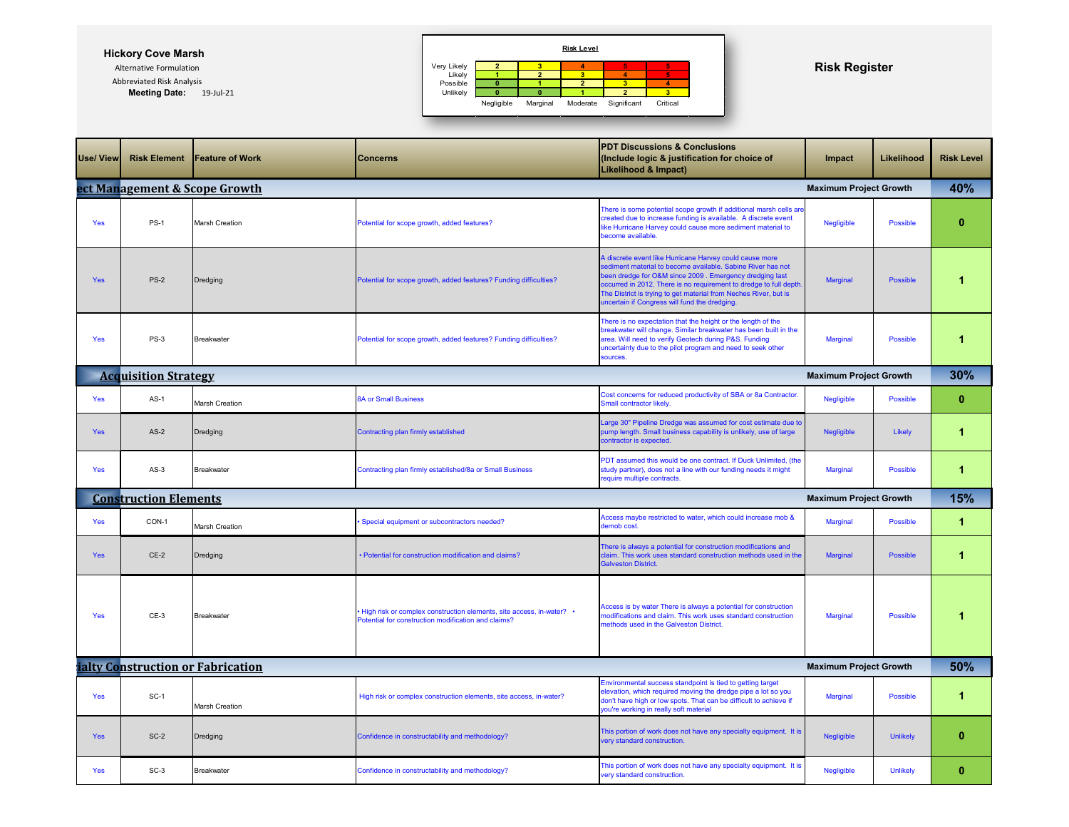**Hickory Cove Marsh**

Alternative Formulation

Abbreviated Risk Analysis

**Meeting Date:** 19-Jul-21

**Risk Level**

| | Negligible | Marginal | Moderate | Significant | Critical |
|---|---|---|---|---|---|
| Very Likely | 2 | 3 | 4 | 5 | 5 |
| Likely | 1 | 2 | 3 | 4 | 5 |
| Possible | 0 | 1 | 2 | 3 | 4 |
| Unlikely | 0 | 0 | 1 | 2 | 3 |

# Risk Register

| Use/ View | Risk Element | Feature of Work | Concerns | PDT Discussions & Conclusions (Include logic & justification for choice of Likelihood & Impact) | Impact | Likelihood | Risk Level |
|---|---|---|---|---|---|---|---|
| **ect Management & Scope Growth** | | | | | **Maximum Project Growth** | | **40%** |
| Yes | PS-1 | Marsh Creation | Potential for scope growth, added features? | There is some potential scope growth if additional marsh cells are created due to increase funding is available. A discrete event like Hurricane Harvey could cause more sediment material to become available. | Negligible | Possible | 0 |
| Yes | PS-2 | Dredging | Potential for scope growth, added features? Funding difficulties? | A discrete event like Hurricane Harvey could cause more sediment material to become available. Sabine River has not been dredge for O&M since 2009 . Emergency dredging last occurred in 2012. There is no requirement to dredge to full depth. The District is trying to get material from Neches River, but is uncertain if Congress will fund the dredging. | Marginal | Possible | 1 |
| Yes | PS-3 | Breakwater | Potential for scope growth, added features? Funding difficulties? | There is no expectation that the height or the length of the breakwater will change. Similar breakwater has been built in the area. Will need to verify Geotech during P&S. Funding uncertainty due to the pilot program and need to seek other sources. | Marginal | Possible | 1 |
| **Acquisition Strategy** | | | | | **Maximum Project Growth** | | **30%** |
| Yes | AS-1 | Marsh Creation | 8A or Small Business | Cost concerns for reduced productivity of SBA or 8a Contractor. Small contractor likely. | Negligible | Possible | 0 |
| Yes | AS-2 | Dredging | Contracting plan firmly established | Large 30" Pipeline Dredge was assumed for cost estimate due to pump length. Small business capability is unlikely, use of large contractor is expected. | Negligible | Likely | 1 |
| Yes | AS-3 | Breakwater | Contracting plan firmly established/8a or Small Business | PDT assumed this would be one contract. If Duck Unlimited, (the study partner), does not a line with our funding needs it might require multiple contracts. | Marginal | Possible | 1 |
| **Construction Elements** | | | | | **Maximum Project Growth** | | **15%** |
| Yes | CON-1 | Marsh Creation | • Special equipment or subcontractors needed? | Access maybe restricted to water, which could increase mob & demob cost. | Marginal | Possible | 1 |
| Yes | CE-2 | Dredging | • Potential for construction modification and claims? | There is always a potential for construction modifications and claim. This work uses standard construction methods used in the Galveston District. | Marginal | Possible | 1 |
| Yes | CE-3 | Breakwater | • High risk or complex construction elements, site access, in-water? • Potential for construction modification and claims? | Access is by water There is always a potential for construction modifications and claim. This work uses standard construction methods used in the Galveston District. | Marginal | Possible | 1 |
| **ialty Construction or Fabrication** | | | | | **Maximum Project Growth** | | **50%** |
| Yes | SC-1 | Marsh Creation | High risk or complex construction elements, site access, in-water? | Environmental success standpoint is tied to getting target elevation, which required moving the dredge pipe a lot so you don't have high or low spots. That can be difficult to achieve if you're working in really soft material | Marginal | Possible | 1 |
| Yes | SC-2 | Dredging | Confidence in constructability and methodology? | This portion of work does not have any specialty equipment. It is very standard construction. | Negligible | Unlikely | 0 |
| Yes | SC-3 | Breakwater | Confidence in constructability and methodology? | This portion of work does not have any specialty equipment. It is very standard construction. | Negligible | Unlikely | 0 |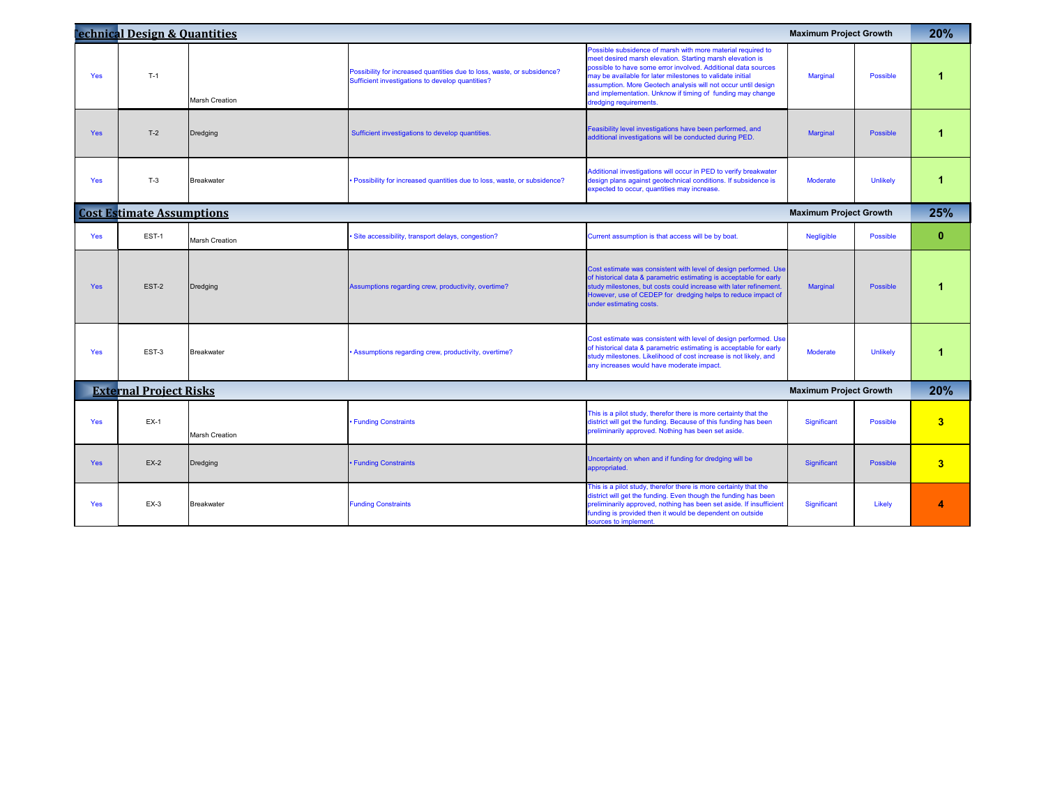| Technical Design & Quantities | | | | | Maximum Project Growth | | 20% |
|---|---|---|---|---|---|---|---|
| Yes | T-1 | Marsh Creation | Possibility for increased quantities due to loss, waste, or subsidence? Sufficient investigations to develop quantities? | Possible subsidence of marsh with more material required to meet desired marsh elevation. Starting marsh elevation is possible to have some error involved. Additional data sources may be available for later milestones to validate initial assumption. More Geotech analysis will not occur until design and implementation. Unknow if timing of funding may change dredging requirements. | Marginal | Possible | 1 |
| Yes | T-2 | Dredging | Sufficient investigations to develop quantities. | Feasibility level investigations have been performed, and additional investigations will be conducted during PED. | Marginal | Possible | 1 |
| Yes | T-3 | Breakwater | • Possibility for increased quantities due to loss, waste, or subsidence? | Additional investigations will occur in PED to verify breakwater design plans against geotechnical conditions. If subsidence is expected to occur, quantities may increase. | Moderate | Unlikely | 1 |
| **Cost Estimate Assumptions** | | | | | **Maximum Project Growth** | | **25%** |
| Yes | EST-1 | Marsh Creation | • Site accessibility, transport delays, congestion? | Current assumption is that access will be by boat. | Negligible | Possible | 0 |
| Yes | EST-2 | Dredging | Assumptions regarding crew, productivity, overtime? | Cost estimate was consistent with level of design performed. Use of historical data & parametric estimating is acceptable for early study milestones, but costs could increase with later refinement. However, use of CEDEP for dredging helps to reduce impact of under estimating costs. | Marginal | Possible | 1 |
| Yes | EST-3 | Breakwater | • Assumptions regarding crew, productivity, overtime? | Cost estimate was consistent with level of design performed. Use of historical data & parametric estimating is acceptable for early study milestones. Likelihood of cost increase is not likely, and any increases would have moderate impact. | Moderate | Unlikely | 1 |
| **External Project Risks** | | | | | **Maximum Project Growth** | | **20%** |
| Yes | EX-1 | Marsh Creation | • Funding Constraints | This is a pilot study, therefor there is more certainty that the district will get the funding. Because of this funding has been preliminarily approved. Nothing has been set aside. | Significant | Possible | 3 |
| Yes | EX-2 | Dredging | • Funding Constraints | Uncertainty on when and if funding for dredging will be appropriated. | Significant | Possible | 3 |
| Yes | EX-3 | Breakwater | Funding Constraints | This is a pilot study, therefor there is more certainty that the district will get the funding. Even though the funding has been preliminarily approved, nothing has been set aside. If insufficient funding is provided then it would be dependent on outside sources to implement. | Significant | Likely | 4 |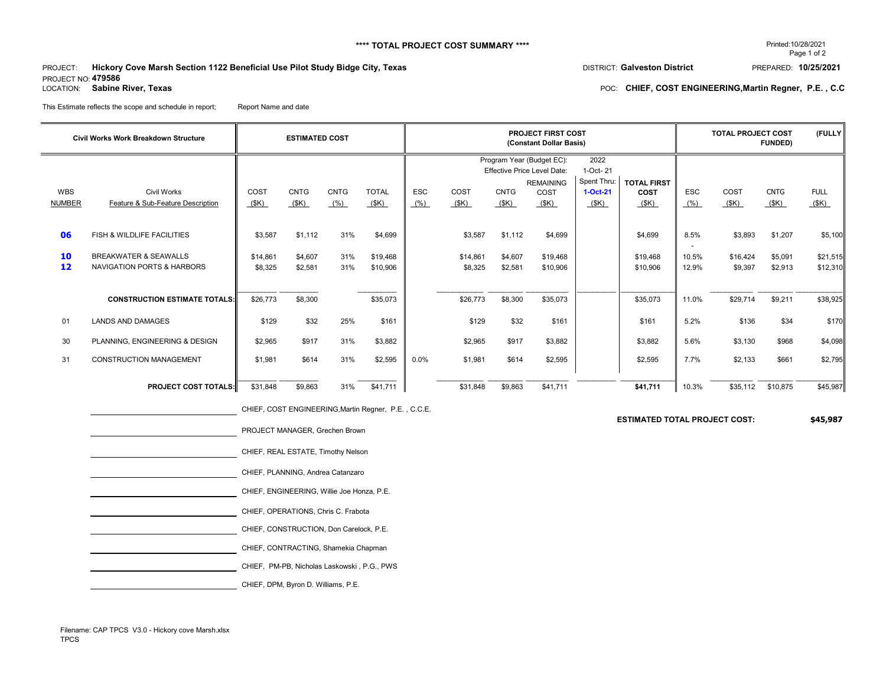**\*\*\*\* TOTAL PROJECT COST SUMMARY \*\*\*\***

Printed:10/28/2021

PROJECT: **Hickory Cove Marsh Section 1122 Beneficial Use Pilot Study Bidge City, Texas**
DISTRICT: **Galveston District**
PREPARED: **10/25/2021**
PROJECT NO: **479586**
LOCATION: **Sabine River, Texas**
POC: **CHIEF, COST ENGINEERING,Martin Regner, P.E. , C.C**

This Estimate reflects the scope and schedule in report; Report Name and date

| Civil Works Work Breakdown Structure | | ESTIMATED COST | | | | PROJECT FIRST COST (Constant Dollar Basis) | | | | | | TOTAL PROJECT COST (FULLY FUNDED) | | | |
|---|---|---|---|---|---|---|---|---|---|---|---|---|---|---|---|
| | | | | | | Program Year (Budget EC): 2022 | | | | | | | | | |
| | | | | | | Effective Price Level Date: 1-Oct- 21 | | | | | | | | | |
| WBS NUMBER | Civil Works Feature & Sub-Feature Description | COST ($K) | CNTG ($K) | CNTG (%) | TOTAL ($K) | ESC (%) | COST ($K) | CNTG ($K) | REMAINING COST ($K) | Spent Thru: 1-Oct-21 ($K) | TOTAL FIRST COST ($K) | ESC (%) | COST ($K) | CNTG ($K) | FULL ($K) |
| **06** | FISH & WILDLIFE FACILITIES | $3,587 | $1,112 | 31% | $4,699 | | $3,587 | $1,112 | $4,699 | | $4,699 | 8.5% | $3,893 | $1,207 | $5,100 |
| **10** | BREAKWATER & SEAWALLS | $14,861 | $4,607 | 31% | $19,468 | | $14,861 | $4,607 | $19,468 | | $19,468 | 10.5% | $16,424 | $5,091 | $21,515 |
| **12** | NAVIGATION PORTS & HARBORS | $8,325 | $2,581 | 31% | $10,906 | | $8,325 | $2,581 | $10,906 | | $10,906 | 12.9% | $9,397 | $2,913 | $12,310 |
| | **CONSTRUCTION ESTIMATE TOTALS:** | $26,773 | $8,300 | | $35,073 | | $26,773 | $8,300 | $35,073 | | $35,073 | 11.0% | $29,714 | $9,211 | $38,925 |
| 01 | LANDS AND DAMAGES | $129 | $32 | 25% | $161 | | $129 | $32 | $161 | | $161 | 5.2% | $136 | $34 | $170 |
| 30 | PLANNING, ENGINEERING & DESIGN | $2,965 | $917 | 31% | $3,882 | | $2,965 | $917 | $3,882 | | $3,882 | 5.6% | $3,130 | $968 | $4,098 |
| 31 | CONSTRUCTION MANAGEMENT | $1,981 | $614 | 31% | $2,595 | 0.0% | $1,981 | $614 | $2,595 | | $2,595 | 7.7% | $2,133 | $661 | $2,795 |
| | **PROJECT COST TOTALS:** | $31,848 | $9,863 | 31% | $41,711 | | $31,848 | $9,863 | $41,711 | | **$41,711** | 10.3% | $35,112 | $10,875 | $45,987 |

**ESTIMATED TOTAL PROJECT COST: $45,987**

\_\_\_\_\_\_\_\_\_\_\_\_\_\_\_\_\_\_\_\_ CHIEF, COST ENGINEERING,Martin Regner, P.E. , C.C.E.

\_\_\_\_\_\_\_\_\_\_\_\_\_\_\_\_\_\_\_\_ PROJECT MANAGER, Grechen Brown

\_\_\_\_\_\_\_\_\_\_\_\_\_\_\_\_\_\_\_\_ CHIEF, REAL ESTATE, Timothy Nelson

\_\_\_\_\_\_\_\_\_\_\_\_\_\_\_\_\_\_\_\_ CHIEF, PLANNING, Andrea Catanzaro

\_\_\_\_\_\_\_\_\_\_\_\_\_\_\_\_\_\_\_\_ CHIEF, ENGINEERING, Willie Joe Honza, P.E.

\_\_\_\_\_\_\_\_\_\_\_\_\_\_\_\_\_\_\_\_ CHIEF, OPERATIONS, Chris C. Frabota

\_\_\_\_\_\_\_\_\_\_\_\_\_\_\_\_\_\_\_\_ CHIEF, CONSTRUCTION, Don Carelock, P.E.

\_\_\_\_\_\_\_\_\_\_\_\_\_\_\_\_\_\_\_\_ CHIEF, CONTRACTING, Shamekia Chapman

\_\_\_\_\_\_\_\_\_\_\_\_\_\_\_\_\_\_\_\_ CHIEF, PM-PB, Nicholas Laskowski , P.G., PWS

\_\_\_\_\_\_\_\_\_\_\_\_\_\_\_\_\_\_\_\_ CHIEF, DPM, Byron D. Williams, P.E.

Filename: CAP TPCS V3.0 - Hickory cove Marsh.xlsx
TPCS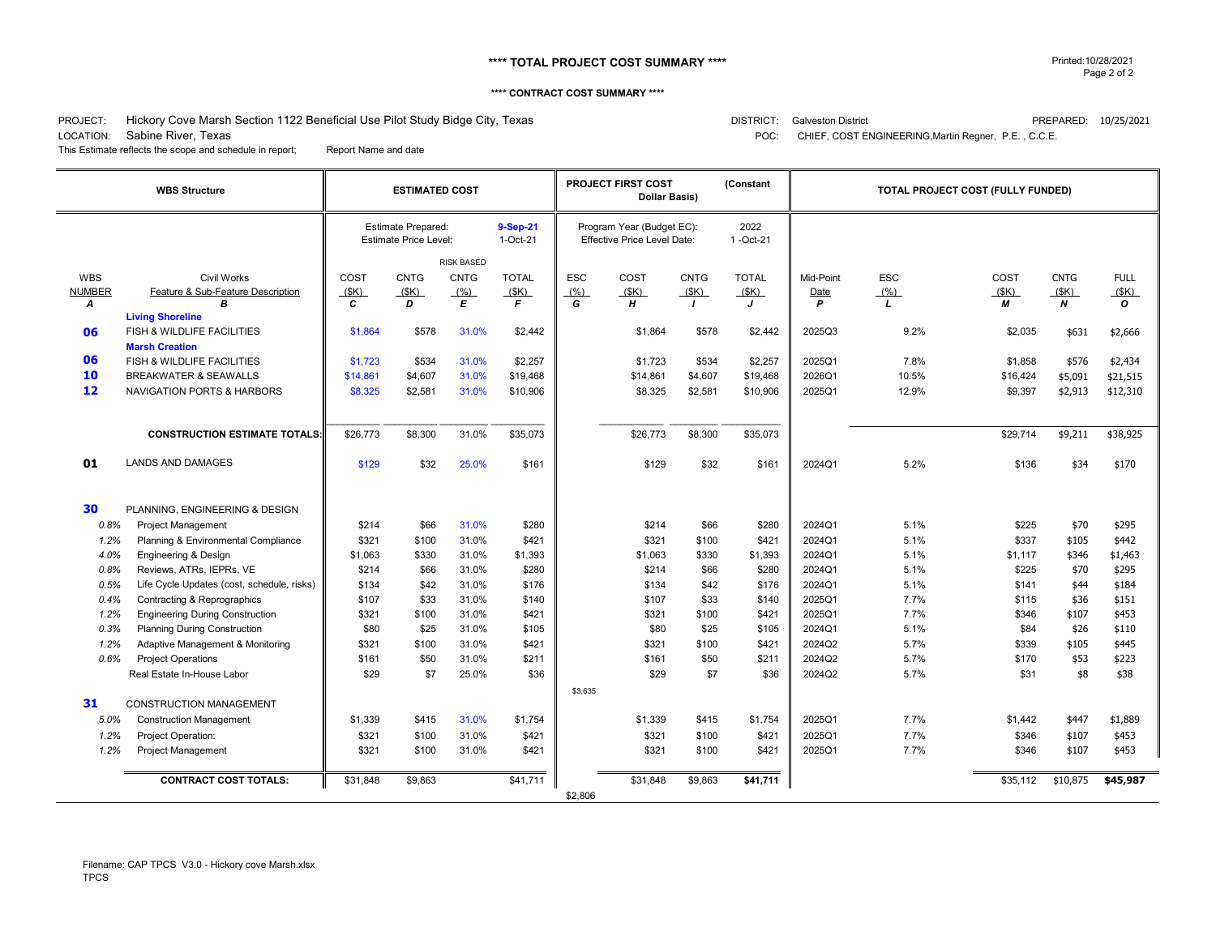**** TOTAL PROJECT COST SUMMARY ****

Printed:10/28/2021

**** CONTRACT COST SUMMARY ****

PROJECT: Hickory Cove Marsh Section 1122 Beneficial Use Pilot Study Bidge City, Texas
LOCATION: Sabine River, Texas
This Estimate reflects the scope and schedule in report; Report Name and date

DISTRICT: Galveston District
POC: CHIEF, COST ENGINEERING,Martin Regner, P.E. , C.C.E.

PREPARED: 10/25/2021

| WBS Structure | | ESTIMATED COST | | | | PROJECT FIRST COST (Constant Dollar Basis) | | | | TOTAL PROJECT COST (FULLY FUNDED) | | | | |
|---|---|---|---|---|---|---|---|---|---|---|---|---|---|---|
| | | Estimate Prepared: | | | 9-Sep-21 | Program Year (Budget EC): | | | 2022 | | | | | |
| | | Estimate Price Level: | | RISK BASED | 1-Oct-21 | Effective Price Level Date: | | | 1 -Oct-21 | | | | | |
| WBS NUMBER | Civil Works Feature & Sub-Feature Description | COST ($K) | CNTG ($K) | CNTG (%) | TOTAL ($K) | ESC (%) | COST ($K) | CNTG ($K) | TOTAL ($K) | Mid-Point Date | ESC (%) | COST ($K) | CNTG ($K) | FULL ($K) |
| *A* | *B* | *C* | *D* | *E* | *F* | *G* | *H* | *I* | *J* | *P* | *L* | *M* | *N* | *O* |
| | **Living Shoreline** | | | | | | | | | | | | | |
| 06 | FISH & WILDLIFE FACILITIES | $1,864 | $578 | 31.0% | $2,442 | | $1,864 | $578 | $2,442 | 2025Q3 | 9.2% | $2,035 | $631 | $2,666 |
| | **Marsh Creation** | | | | | | | | | | | | | |
| 06 | FISH & WILDLIFE FACILITIES | $1,723 | $534 | 31.0% | $2,257 | | $1,723 | $534 | $2,257 | 2025Q1 | 7.8% | $1,858 | $576 | $2,434 |
| 10 | BREAKWATER & SEAWALLS | $14,861 | $4,607 | 31.0% | $19,468 | | $14,861 | $4,607 | $19,468 | 2026Q1 | 10.5% | $16,424 | $5,091 | $21,515 |
| 12 | NAVIGATION PORTS & HARBORS | $8,325 | $2,581 | 31.0% | $10,906 | | $8,325 | $2,581 | $10,906 | 2025Q1 | 12.9% | $9,397 | $2,913 | $12,310 |
| | **CONSTRUCTION ESTIMATE TOTALS:** | $26,773 | $8,300 | 31.0% | $35,073 | | $26,773 | $8,300 | $35,073 | | | $29,714 | $9,211 | $38,925 |
| 01 | LANDS AND DAMAGES | $129 | $32 | 25.0% | $161 | | $129 | $32 | $161 | 2024Q1 | 5.2% | $136 | $34 | $170 |
| 30 | PLANNING, ENGINEERING & DESIGN | | | | | | | | | | | | | |
| 0.8% | Project Management | $214 | $66 | 31.0% | $280 | | $214 | $66 | $280 | 2024Q1 | 5.1% | $225 | $70 | $295 |
| 1.2% | Planning & Environmental Compliance | $321 | $100 | 31.0% | $421 | | $321 | $100 | $421 | 2024Q1 | 5.1% | $337 | $105 | $442 |
| 4.0% | Engineering & Design | $1,063 | $330 | 31.0% | $1,393 | | $1,063 | $330 | $1,393 | 2024Q1 | 5.1% | $1,117 | $346 | $1,463 |
| 0.8% | Reviews, ATRs, IEPRs, VE | $214 | $66 | 31.0% | $280 | | $214 | $66 | $280 | 2024Q1 | 5.1% | $225 | $70 | $295 |
| 0.5% | Life Cycle Updates (cost, schedule, risks) | $134 | $42 | 31.0% | $176 | | $134 | $42 | $176 | 2024Q1 | 5.1% | $141 | $44 | $184 |
| 0.4% | Contracting & Reprographics | $107 | $33 | 31.0% | $140 | | $107 | $33 | $140 | 2025Q1 | 7.7% | $115 | $36 | $151 |
| 1.2% | Engineering During Construction | $321 | $100 | 31.0% | $421 | | $321 | $100 | $421 | 2025Q1 | 7.7% | $346 | $107 | $453 |
| 0.3% | Planning During Construction | $80 | $25 | 31.0% | $105 | | $80 | $25 | $105 | 2024Q1 | 5.1% | $84 | $26 | $110 |
| 1.2% | Adaptive Management & Monitoring | $321 | $100 | 31.0% | $421 | | $321 | $100 | $421 | 2024Q2 | 5.7% | $339 | $105 | $445 |
| 0.6% | Project Operations | $161 | $50 | 31.0% | $211 | | $161 | $50 | $211 | 2024Q2 | 5.7% | $170 | $53 | $223 |
| | Real Estate In-House Labor | $29 | $7 | 25.0% | $36 | | $29 | $7 | $36 | 2024Q2 | 5.7% | $31 | $8 | $38 |
| | | | | | | $3,635 | | | | | | | | |
| 31 | CONSTRUCTION MANAGEMENT | | | | | | | | | | | | | |
| 5.0% | Construction Management | $1,339 | $415 | 31.0% | $1,754 | | $1,339 | $415 | $1,754 | 2025Q1 | 7.7% | $1,442 | $447 | $1,889 |
| 1.2% | Project Operation: | $321 | $100 | 31.0% | $421 | | $321 | $100 | $421 | 2025Q1 | 7.7% | $346 | $107 | $453 |
| 1.2% | Project Management | $321 | $100 | 31.0% | $421 | | $321 | $100 | $421 | 2025Q1 | 7.7% | $346 | $107 | $453 |
| | **CONTRACT COST TOTALS:** | $31,848 | $9,863 | | $41,711 | | $31,848 | $9,863 | **$41,711** | | | $35,112 | $10,875 | **$45,987** |
| | | | | | | $2,806 | | | | | | | | |

Filename: CAP TPCS V3.0 - Hickory cove Marsh.xlsx
TPCS